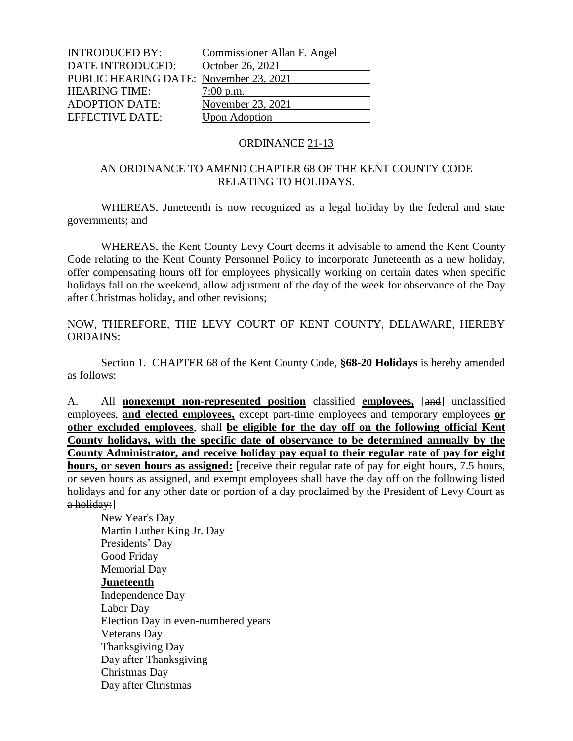INTRODUCED BY: Commissioner Allan F. Angel
DATE INTRODUCED: October 26, 2021
PUBLIC HEARING DATE: November 23, 2021
HEARING TIME: 7:00 p.m.
ADOPTION DATE: November 23, 2021
EFFECTIVE DATE: Upon Adoption

ORDINANCE 21-13

AN ORDINANCE TO AMEND CHAPTER 68 OF THE KENT COUNTY CODE RELATING TO HOLIDAYS.

WHEREAS, Juneteenth is now recognized as a legal holiday by the federal and state governments; and

WHEREAS, the Kent County Levy Court deems it advisable to amend the Kent County Code relating to the Kent County Personnel Policy to incorporate Juneteenth as a new holiday, offer compensating hours off for employees physically working on certain dates when specific holidays fall on the weekend, allow adjustment of the day of the week for observance of the Day after Christmas holiday, and other revisions;

NOW, THEREFORE, THE LEVY COURT OF KENT COUNTY, DELAWARE, HEREBY ORDAINS:

Section 1. CHAPTER 68 of the Kent County Code, **§68-20 Holidays** is hereby amended as follows:

A. All **nonexempt non-represented position** classified **employees,** [~~and~~] unclassified employees, **and elected employees,** except part-time employees and temporary employees **or other excluded employees**, shall **be eligible for the day off on the following official Kent County holidays, with the specific date of observance to be determined annually by the County Administrator, and receive holiday pay equal to their regular rate of pay for eight hours, or seven hours as assigned:** [~~receive their regular rate of pay for eight hours, 7.5 hours, or seven hours as assigned, and exempt employees shall have the day off on the following listed holidays and for any other date or portion of a day proclaimed by the President of Levy Court as a holiday:~~]

New Year's Day
Martin Luther King Jr. Day
Presidents' Day
Good Friday
Memorial Day
**Juneteenth**
Independence Day
Labor Day
Election Day in even-numbered years
Veterans Day
Thanksgiving Day
Day after Thanksgiving
Christmas Day
Day after Christmas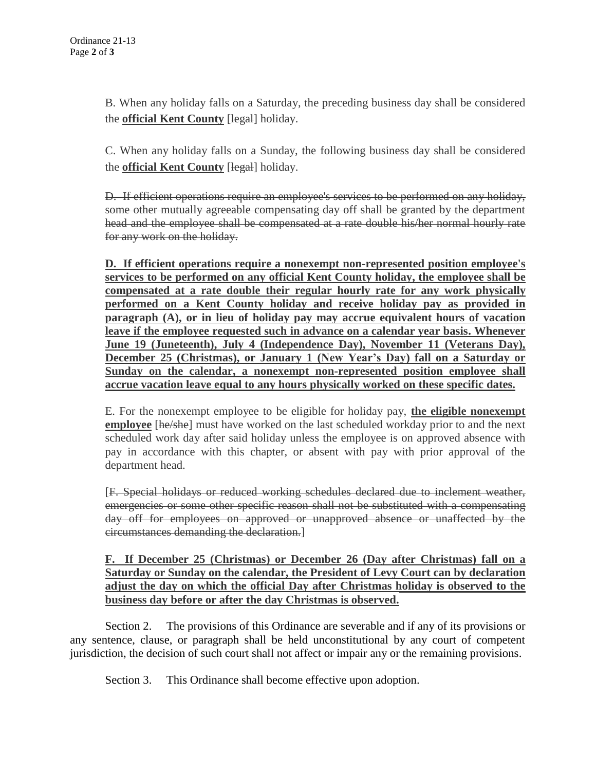B. When any holiday falls on a Saturday, the preceding business day shall be considered the **official Kent County** [~~legal~~] holiday.

C. When any holiday falls on a Sunday, the following business day shall be considered the **official Kent County** [~~legal~~] holiday.

~~D. If efficient operations require an employee's services to be performed on any holiday, some other mutually agreeable compensating day off shall be granted by the department head and the employee shall be compensated at a rate double his/her normal hourly rate for any work on the holiday.~~

**D. If efficient operations require a nonexempt non-represented position employee's services to be performed on any official Kent County holiday, the employee shall be compensated at a rate double their regular hourly rate for any work physically performed on a Kent County holiday and receive holiday pay as provided in paragraph (A), or in lieu of holiday pay may accrue equivalent hours of vacation leave if the employee requested such in advance on a calendar year basis. Whenever June 19 (Juneteenth), July 4 (Independence Day), November 11 (Veterans Day), December 25 (Christmas), or January 1 (New Year's Day) fall on a Saturday or Sunday on the calendar, a nonexempt non-represented position employee shall accrue vacation leave equal to any hours physically worked on these specific dates.**

E. For the nonexempt employee to be eligible for holiday pay, **the eligible nonexempt employee** [~~he/she~~] must have worked on the last scheduled workday prior to and the next scheduled work day after said holiday unless the employee is on approved absence with pay in accordance with this chapter, or absent with pay with prior approval of the department head.

[~~F. Special holidays or reduced working schedules declared due to inclement weather, emergencies or some other specific reason shall not be substituted with a compensating day off for employees on approved or unapproved absence or unaffected by the circumstances demanding the declaration.~~]

**F. If December 25 (Christmas) or December 26 (Day after Christmas) fall on a Saturday or Sunday on the calendar, the President of Levy Court can by declaration adjust the day on which the official Day after Christmas holiday is observed to the business day before or after the day Christmas is observed.**

Section 2. The provisions of this Ordinance are severable and if any of its provisions or any sentence, clause, or paragraph shall be held unconstitutional by any court of competent jurisdiction, the decision of such court shall not affect or impair any or the remaining provisions.

Section 3. This Ordinance shall become effective upon adoption.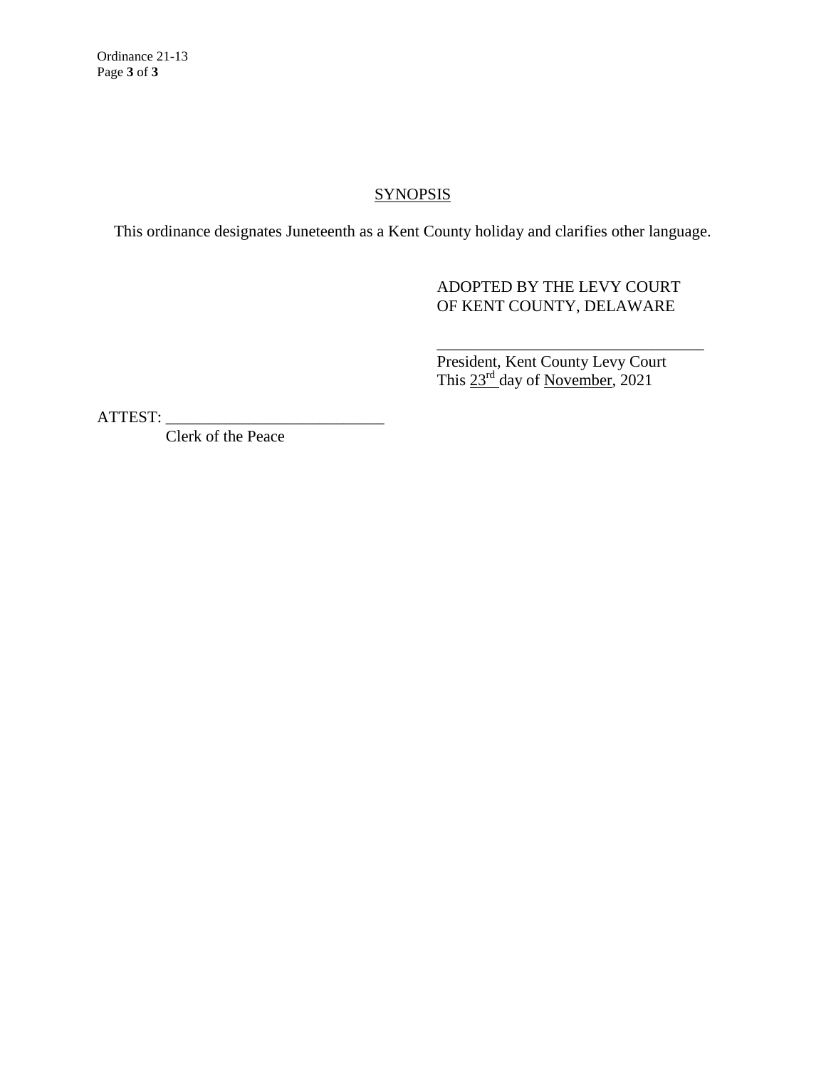## SYNOPSIS

This ordinance designates Juneteenth as a Kent County holiday and clarifies other language.

ADOPTED BY THE LEVY COURT
OF KENT COUNTY, DELAWARE

\_\_\_\_\_\_\_\_\_\_\_\_\_\_\_\_\_\_\_\_\_\_\_\_\_\_\_\_\_\_\_\_\_\_
President, Kent County Levy Court
This 23rd day of November, 2021

ATTEST: \_\_\_\_\_\_\_\_\_\_\_\_\_\_\_\_\_\_\_\_\_\_\_\_\_\_\_
Clerk of the Peace